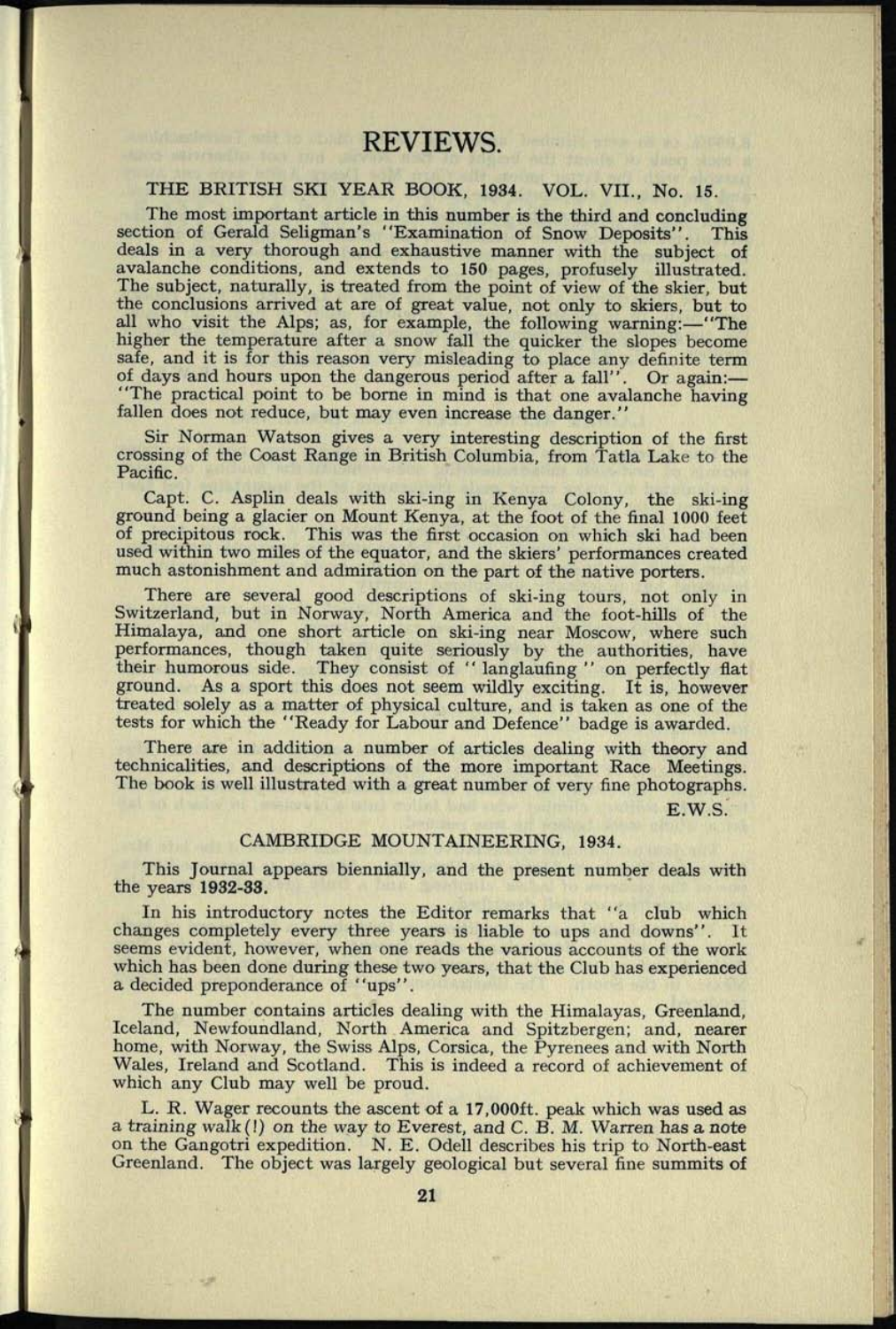# REVIEWS.

## THE BRITISH SKI YEAR BOOK, 1934. VOL. VII., No. 15.

The most important article in this number is the third and concluding section of Gerald Seligman's "Examination of Snow Deposits". This deals in a very thorough and exhaustive manner with the subject of avalanche conditions, and extends to 150 pages, profusely illustrated. The subject, naturally, is treated from the point of view of the skier, but the conclusions arrived at are of great value, not only to skiers, but to all who visit the Alps; as, for example, the following warning:—"The higher the temperature after a snow fall the quicker the slopes become safe, and it is for this reason very misleading to place any definite term of days and hours upon the dangerous period after a fall". Or again:—"The practical point to be borne in mind is that one avalanche having fallen does not reduce, but may even increase the danger."

Sir Norman Watson gives a very interesting description of the first crossing of the Coast Range in British Columbia, from Tatla Lake to the Pacific.

Capt. C. Asplin deals with ski-ing in Kenya Colony, the ski-ing ground being a glacier on Mount Kenya, at the foot of the final 1000 feet of precipitous rock. This was the first occasion on which ski had been used within two miles of the equator, and the skiers' performances created much astonishment and admiration on the part of the native porters.

There are several good descriptions of ski-ing tours, not only in Switzerland, but in Norway, North America and the foot-hills of the Himalaya, and one short article on ski-ing near Moscow, where such performances, though taken quite seriously by the authorities, have their humorous side. They consist of "langlaufing" on perfectly flat ground. As a sport this does not seem wildly exciting. It is, however treated solely as a matter of physical culture, and is taken as one of the tests for which the "Ready for Labour and Defence" badge is awarded.

There are in addition a number of articles dealing with theory and technicalities, and descriptions of the more important Race Meetings. The book is well illustrated with a great number of very fine photographs.

E.W.S.

## CAMBRIDGE MOUNTAINEERING, 1934.

This Journal appears biennially, and the present number deals with the years **1932-33.**

In his introductory notes the Editor remarks that "a club which changes completely every three years is liable to ups and downs". It seems evident, however, when one reads the various accounts of the work which has been done during these two years, that the Club has experienced a decided preponderance of "ups".

The number contains articles dealing with the Himalayas, Greenland, Iceland, Newfoundland, North America and Spitzbergen; and, nearer home, with Norway, the Swiss Alps, Corsica, the Pyrenees and with North Wales, Ireland and Scotland. This is indeed a record of achievement of which any Club may well be proud.

L. R. Wager recounts the ascent of a 17,000ft. peak which was used as a *training* walk(!) *on* the way to Everest, and C. B. M. Warren has a note on the Gangotri expedition. N. E. Odell describes his trip to North-east Greenland. The object was largely geological but several fine summits of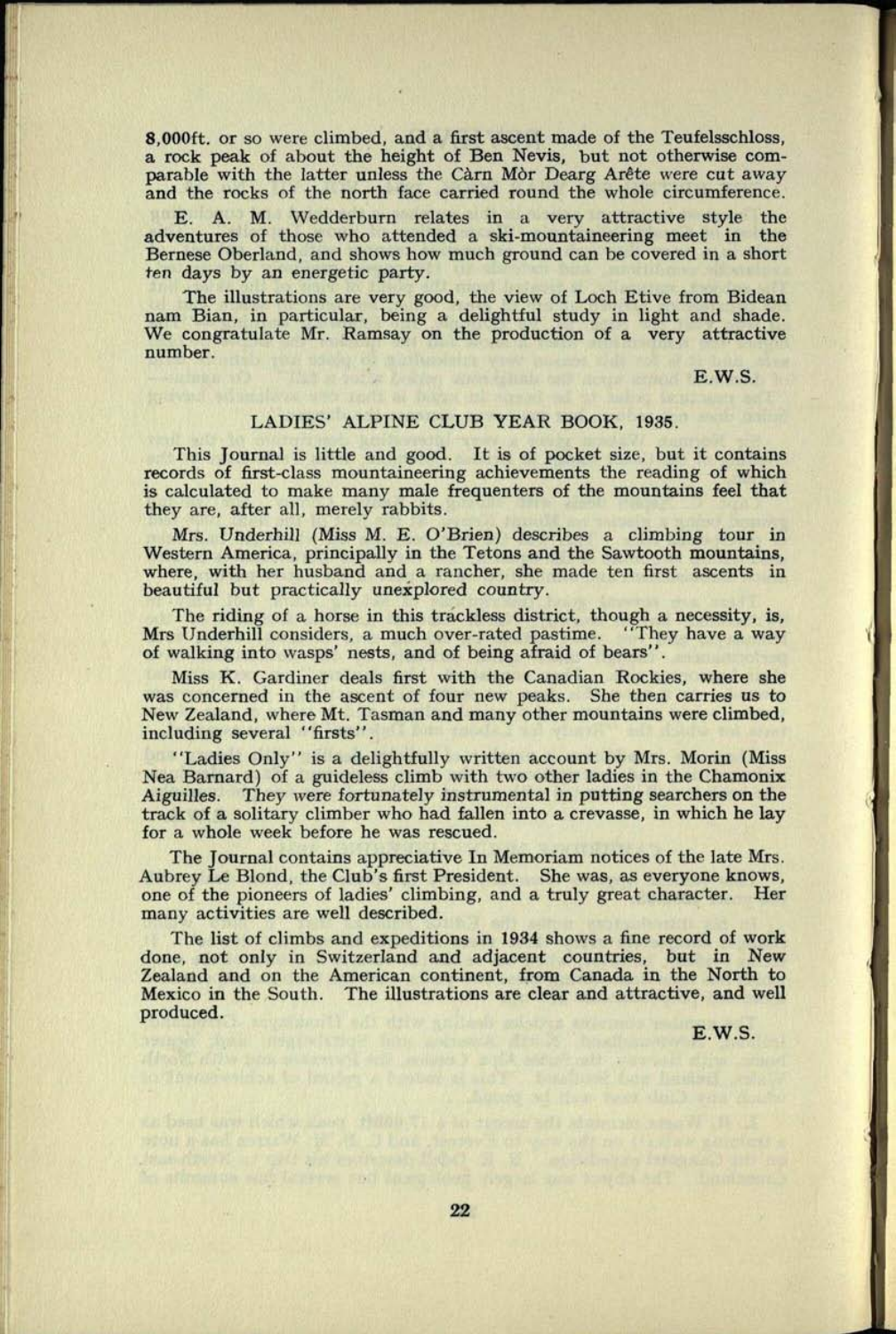8,000ft. or so were climbed, and a first ascent made of the Teufelsschloss, a rock peak of about the height of Ben Nevis, but not otherwise comparable with the latter unless the Càrn Mòr Dearg Arête were cut away and the rocks of the north face carried round the whole circumference.

E. A. M. Wedderburn relates in a very attractive style the adventures of those who attended a ski-mountaineering meet in the Bernese Oberland, and shows how much ground can be covered in a short ten days by an energetic party.

The illustrations are very good, the view of Loch Etive from Bidean nam Bian, in particular, being a delightful study in light and shade. We congratulate Mr. Ramsay on the production of a very attractive number.

E.W.S.

## LADIES' ALPINE CLUB YEAR BOOK, 1935.

This Journal is little and good. It is of pocket size, but it contains records of first-class mountaineering achievements the reading of which is calculated to make many male frequenters of the mountains feel that they are, after all, merely rabbits.

Mrs. Underhill (Miss M. E. O'Brien) describes a climbing tour in Western America, principally in the Tetons and the Sawtooth mountains, where, with her husband and a rancher, she made ten first ascents in beautiful but practically unexplored country.

The riding of a horse in this trackless district, though a necessity, is, Mrs Underhill considers, a much over-rated pastime. "They have a way of walking into wasps' nests, and of being afraid of bears".

Miss K. Gardiner deals first with the Canadian Rockies, where she was concerned in the ascent of four new peaks. She then carries us to New Zealand, where Mt. Tasman and many other mountains were climbed, including several "firsts".

"Ladies Only" is a delightfully written account by Mrs. Morin (Miss Nea Barnard) of a guideless climb with two other ladies in the Chamonix Aiguilles. They were fortunately instrumental in putting searchers on the track of a solitary climber who had fallen into a crevasse, in which he lay for a whole week before he was rescued.

The Journal contains appreciative In Memoriam notices of the late Mrs. Aubrey Le Blond, the Club's first President. She was, as everyone knows, one of the pioneers of ladies' climbing, and a truly great character. Her many activities are well described.

The list of climbs and expeditions in 1934 shows a fine record of work done, not only in Switzerland and adjacent countries, but in New Zealand and on the American continent, from Canada in the North to Mexico in the South. The illustrations are clear and attractive, and well produced.

E.W.S.